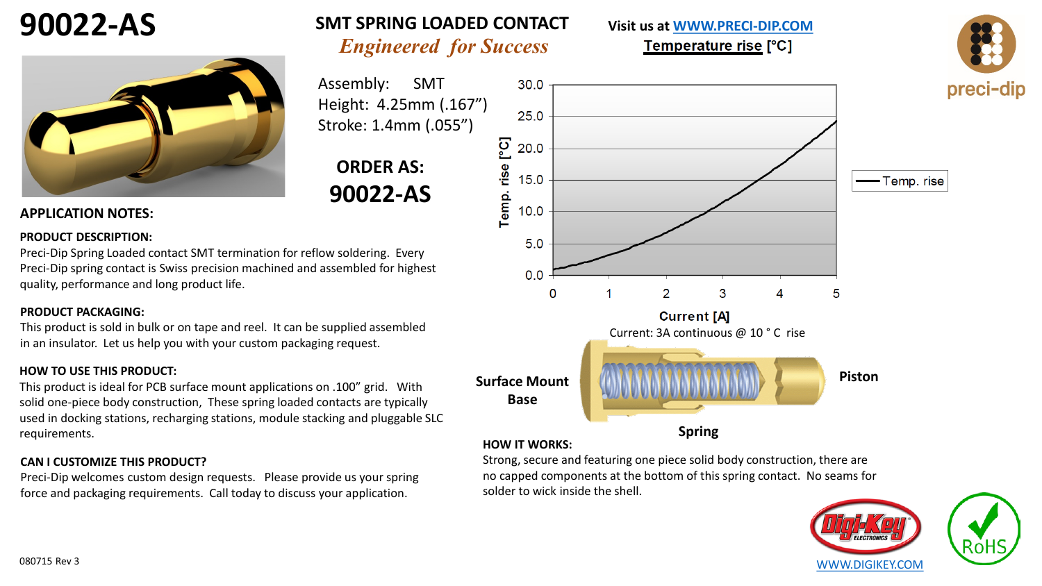# 90022-AS

## SMT SPRING LOADED CONTACT

*Engineered for Success*

Visit us at [WWW.PRECI-DIP.COM](http://WWW.PRECI-DIP.COM)

Assembly: SMT
Height: 4.25mm (.167”)
Stroke: 1.4mm (.055”)

**ORDER AS:**

**90022-AS**

**Temperature rise [°C]**

Temp. rise [°C]

Current [A]

Current: 3A continuous @ 10 ° C rise

Surface Mount Base

Spring

Piston

## APPLICATION NOTES:

**PRODUCT DESCRIPTION:**

Preci-Dip Spring Loaded contact SMT termination for reflow soldering. Every Preci-Dip spring contact is Swiss precision machined and assembled for highest quality, performance and long product life.

**PRODUCT PACKAGING:**

This product is sold in bulk or on tape and reel. It can be supplied assembled in an insulator. Let us help you with your custom packaging request.

**HOW TO USE THIS PRODUCT:**

This product is ideal for PCB surface mount applications on .100” grid. With solid one-piece body construction, These spring loaded contacts are typically used in docking stations, recharging stations, module stacking and pluggable SLC requirements.

**CAN I CUSTOMIZE THIS PRODUCT?**

Preci-Dip welcomes custom design requests. Please provide us your spring force and packaging requirements. Call today to discuss your application.

**HOW IT WORKS:**

Strong, secure and featuring one piece solid body construction, there are no capped components at the bottom of this spring contact. No seams for solder to wick inside the shell.

[WWW.DIGIKEY.COM](http://WWW.DIGIKEY.COM)

080715 Rev 3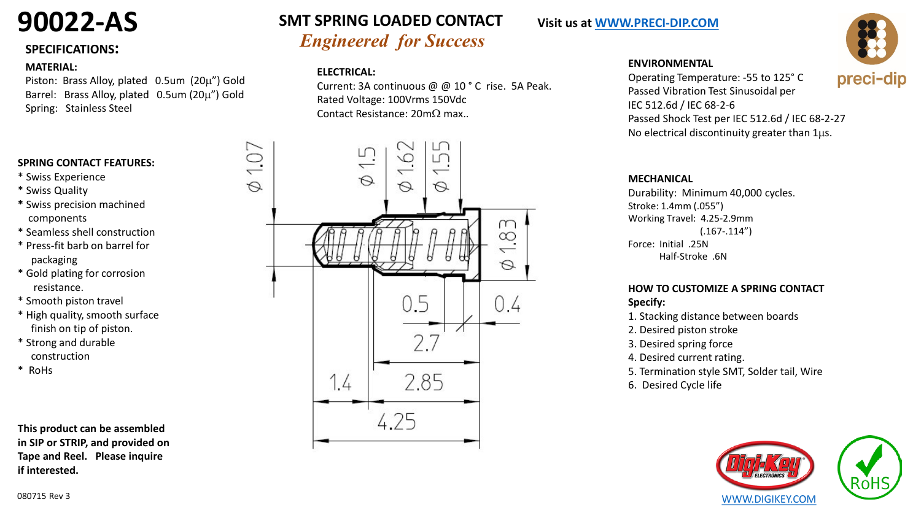# 90022-AS

## SMT SPRING LOADED CONTACT

*Engineered for Success*

**Visit us at WWW.PRECI-DIP.COM**

### SPECIFICATIONS:

**MATERIAL:**

Piston: Brass Alloy, plated 0.5um (20μ") Gold
Barrel: Brass Alloy, plated 0.5um (20μ") Gold
Spring: Stainless Steel

**ELECTRICAL:**

Current: 3A continuous @ @ 10 ° C rise. 5A Peak.
Rated Voltage: 100Vrms 150Vdc
Contact Resistance: 20mΩ max..

**ENVIRONMENTAL**

Operating Temperature: -55 to 125° C
Passed Vibration Test Sinusoidal per IEC 512.6d / IEC 68-2-6
Passed Shock Test per IEC 512.6d / IEC 68-2-27
No electrical discontinuity greater than 1μs.

**SPRING CONTACT FEATURES:**

* Swiss Experience
* Swiss Quality
* Swiss precision machined components
* Seamless shell construction
* Press-fit barb on barrel for packaging
* Gold plating for corrosion resistance.
* Smooth piston travel
* High quality, smooth surface finish on tip of piston.
* Strong and durable construction
* RoHs

ϕ 1.07
ϕ 1.5
ϕ 1.62
ϕ 1.55
ϕ 1.83
0.5
0.4
2.7
1.4
2.85
4.25

**MECHANICAL**

Durability: Minimum 40,000 cycles.
Stroke: 1.4mm (.055")
Working Travel: 4.25-2.9mm (.167-.114")
Force: Initial .25N
Half-Stroke .6N

**HOW TO CUSTOMIZE A SPRING CONTACT**

**Specify:**

1. Stacking distance between boards
2. Desired piston stroke
3. Desired spring force
4. Desired current rating.
5. Termination style SMT, Solder tail, Wire
6. Desired Cycle life

**This product can be assembled in SIP or STRIP, and provided on Tape and Reel. Please inquire if interested.**

080715 Rev 3

WWW.DIGIKEY.COM